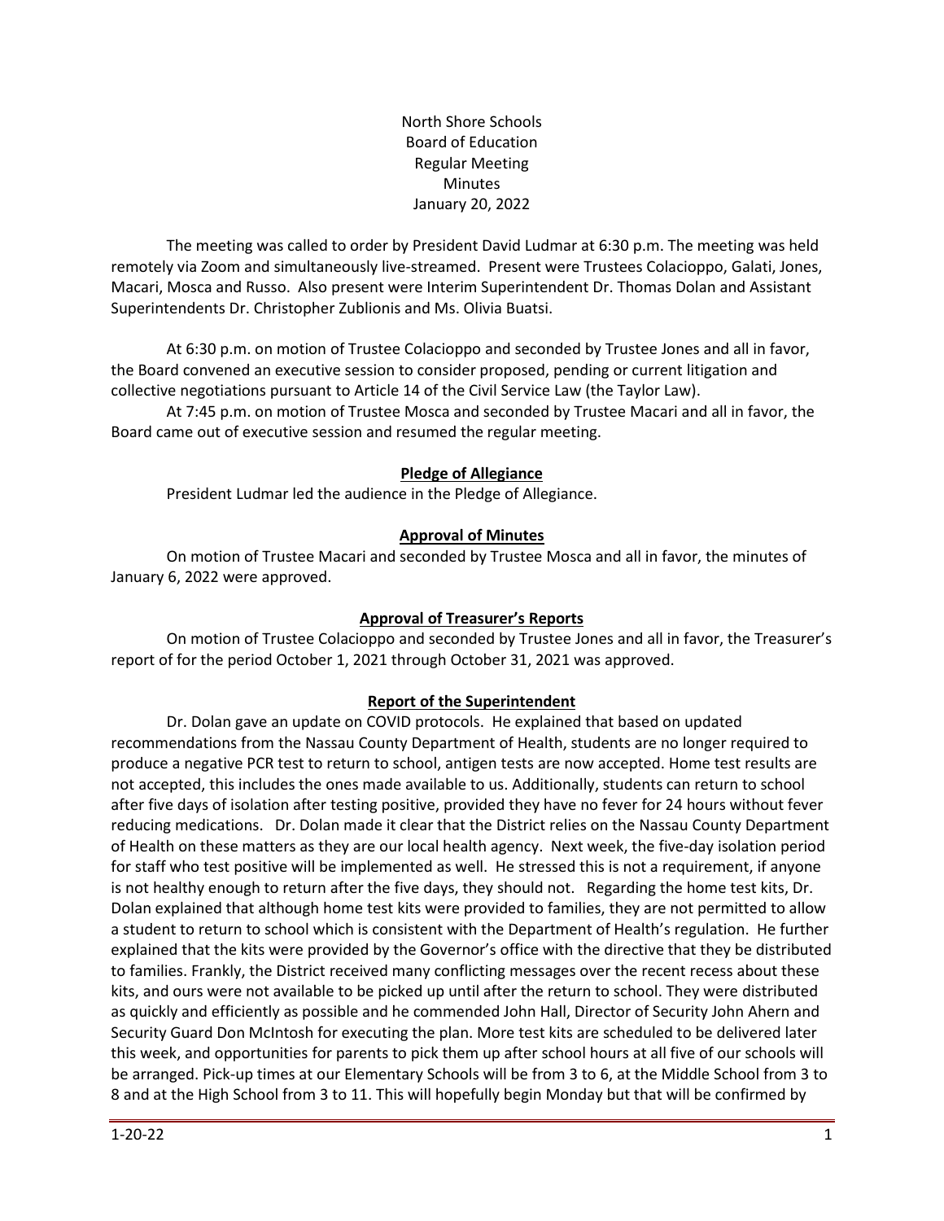North Shore Schools
Board of Education
Regular Meeting
Minutes
January 20, 2022

The meeting was called to order by President David Ludmar at 6:30 p.m. The meeting was held remotely via Zoom and simultaneously live-streamed. Present were Trustees Colacioppo, Galati, Jones, Macari, Mosca and Russo. Also present were Interim Superintendent Dr. Thomas Dolan and Assistant Superintendents Dr. Christopher Zublionis and Ms. Olivia Buatsi.

At 6:30 p.m. on motion of Trustee Colacioppo and seconded by Trustee Jones and all in favor, the Board convened an executive session to consider proposed, pending or current litigation and collective negotiations pursuant to Article 14 of the Civil Service Law (the Taylor Law).

At 7:45 p.m. on motion of Trustee Mosca and seconded by Trustee Macari and all in favor, the Board came out of executive session and resumed the regular meeting.

## Pledge of Allegiance

President Ludmar led the audience in the Pledge of Allegiance.

## Approval of Minutes

On motion of Trustee Macari and seconded by Trustee Mosca and all in favor, the minutes of January 6, 2022 were approved.

## Approval of Treasurer's Reports

On motion of Trustee Colacioppo and seconded by Trustee Jones and all in favor, the Treasurer's report of for the period October 1, 2021 through October 31, 2021 was approved.

## Report of the Superintendent

Dr. Dolan gave an update on COVID protocols. He explained that based on updated recommendations from the Nassau County Department of Health, students are no longer required to produce a negative PCR test to return to school, antigen tests are now accepted. Home test results are not accepted, this includes the ones made available to us. Additionally, students can return to school after five days of isolation after testing positive, provided they have no fever for 24 hours without fever reducing medications. Dr. Dolan made it clear that the District relies on the Nassau County Department of Health on these matters as they are our local health agency. Next week, the five-day isolation period for staff who test positive will be implemented as well. He stressed this is not a requirement, if anyone is not healthy enough to return after the five days, they should not. Regarding the home test kits, Dr. Dolan explained that although home test kits were provided to families, they are not permitted to allow a student to return to school which is consistent with the Department of Health's regulation. He further explained that the kits were provided by the Governor's office with the directive that they be distributed to families. Frankly, the District received many conflicting messages over the recent recess about these kits, and ours were not available to be picked up until after the return to school. They were distributed as quickly and efficiently as possible and he commended John Hall, Director of Security John Ahern and Security Guard Don McIntosh for executing the plan. More test kits are scheduled to be delivered later this week, and opportunities for parents to pick them up after school hours at all five of our schools will be arranged. Pick-up times at our Elementary Schools will be from 3 to 6, at the Middle School from 3 to 8 and at the High School from 3 to 11. This will hopefully begin Monday but that will be confirmed by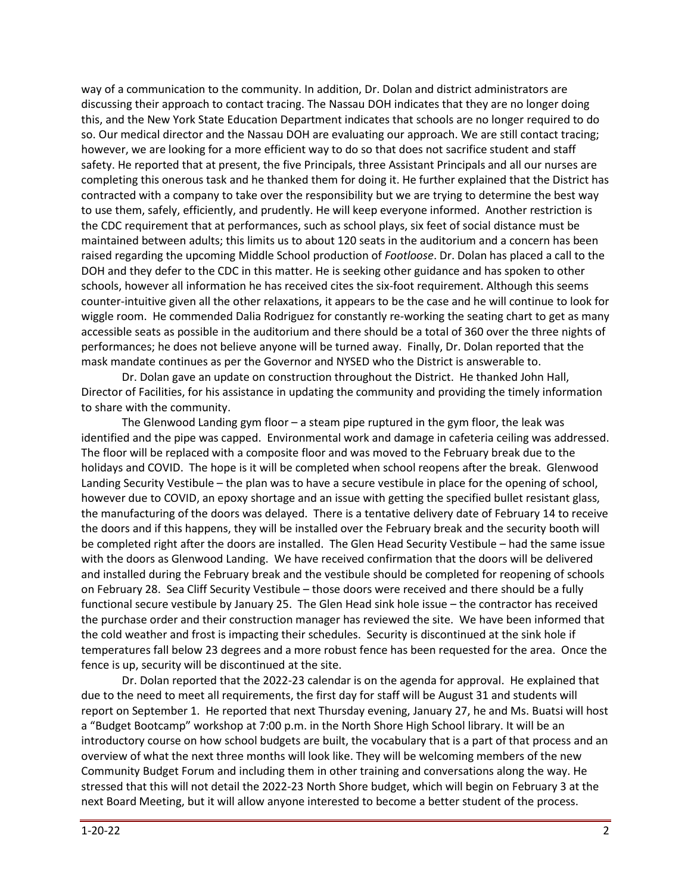way of a communication to the community. In addition, Dr. Dolan and district administrators are discussing their approach to contact tracing. The Nassau DOH indicates that they are no longer doing this, and the New York State Education Department indicates that schools are no longer required to do so. Our medical director and the Nassau DOH are evaluating our approach. We are still contact tracing; however, we are looking for a more efficient way to do so that does not sacrifice student and staff safety. He reported that at present, the five Principals, three Assistant Principals and all our nurses are completing this onerous task and he thanked them for doing it. He further explained that the District has contracted with a company to take over the responsibility but we are trying to determine the best way to use them, safely, efficiently, and prudently. He will keep everyone informed. Another restriction is the CDC requirement that at performances, such as school plays, six feet of social distance must be maintained between adults; this limits us to about 120 seats in the auditorium and a concern has been raised regarding the upcoming Middle School production of *Footloose*. Dr. Dolan has placed a call to the DOH and they defer to the CDC in this matter. He is seeking other guidance and has spoken to other schools, however all information he has received cites the six-foot requirement. Although this seems counter-intuitive given all the other relaxations, it appears to be the case and he will continue to look for wiggle room. He commended Dalia Rodriguez for constantly re-working the seating chart to get as many accessible seats as possible in the auditorium and there should be a total of 360 over the three nights of performances; he does not believe anyone will be turned away. Finally, Dr. Dolan reported that the mask mandate continues as per the Governor and NYSED who the District is answerable to.

Dr. Dolan gave an update on construction throughout the District. He thanked John Hall, Director of Facilities, for his assistance in updating the community and providing the timely information to share with the community.

The Glenwood Landing gym floor – a steam pipe ruptured in the gym floor, the leak was identified and the pipe was capped. Environmental work and damage in cafeteria ceiling was addressed. The floor will be replaced with a composite floor and was moved to the February break due to the holidays and COVID. The hope is it will be completed when school reopens after the break. Glenwood Landing Security Vestibule – the plan was to have a secure vestibule in place for the opening of school, however due to COVID, an epoxy shortage and an issue with getting the specified bullet resistant glass, the manufacturing of the doors was delayed. There is a tentative delivery date of February 14 to receive the doors and if this happens, they will be installed over the February break and the security booth will be completed right after the doors are installed. The Glen Head Security Vestibule – had the same issue with the doors as Glenwood Landing. We have received confirmation that the doors will be delivered and installed during the February break and the vestibule should be completed for reopening of schools on February 28. Sea Cliff Security Vestibule – those doors were received and there should be a fully functional secure vestibule by January 25. The Glen Head sink hole issue – the contractor has received the purchase order and their construction manager has reviewed the site. We have been informed that the cold weather and frost is impacting their schedules. Security is discontinued at the sink hole if temperatures fall below 23 degrees and a more robust fence has been requested for the area. Once the fence is up, security will be discontinued at the site.

Dr. Dolan reported that the 2022-23 calendar is on the agenda for approval. He explained that due to the need to meet all requirements, the first day for staff will be August 31 and students will report on September 1. He reported that next Thursday evening, January 27, he and Ms. Buatsi will host a "Budget Bootcamp" workshop at 7:00 p.m. in the North Shore High School library. It will be an introductory course on how school budgets are built, the vocabulary that is a part of that process and an overview of what the next three months will look like. They will be welcoming members of the new Community Budget Forum and including them in other training and conversations along the way. He stressed that this will not detail the 2022-23 North Shore budget, which will begin on February 3 at the next Board Meeting, but it will allow anyone interested to become a better student of the process.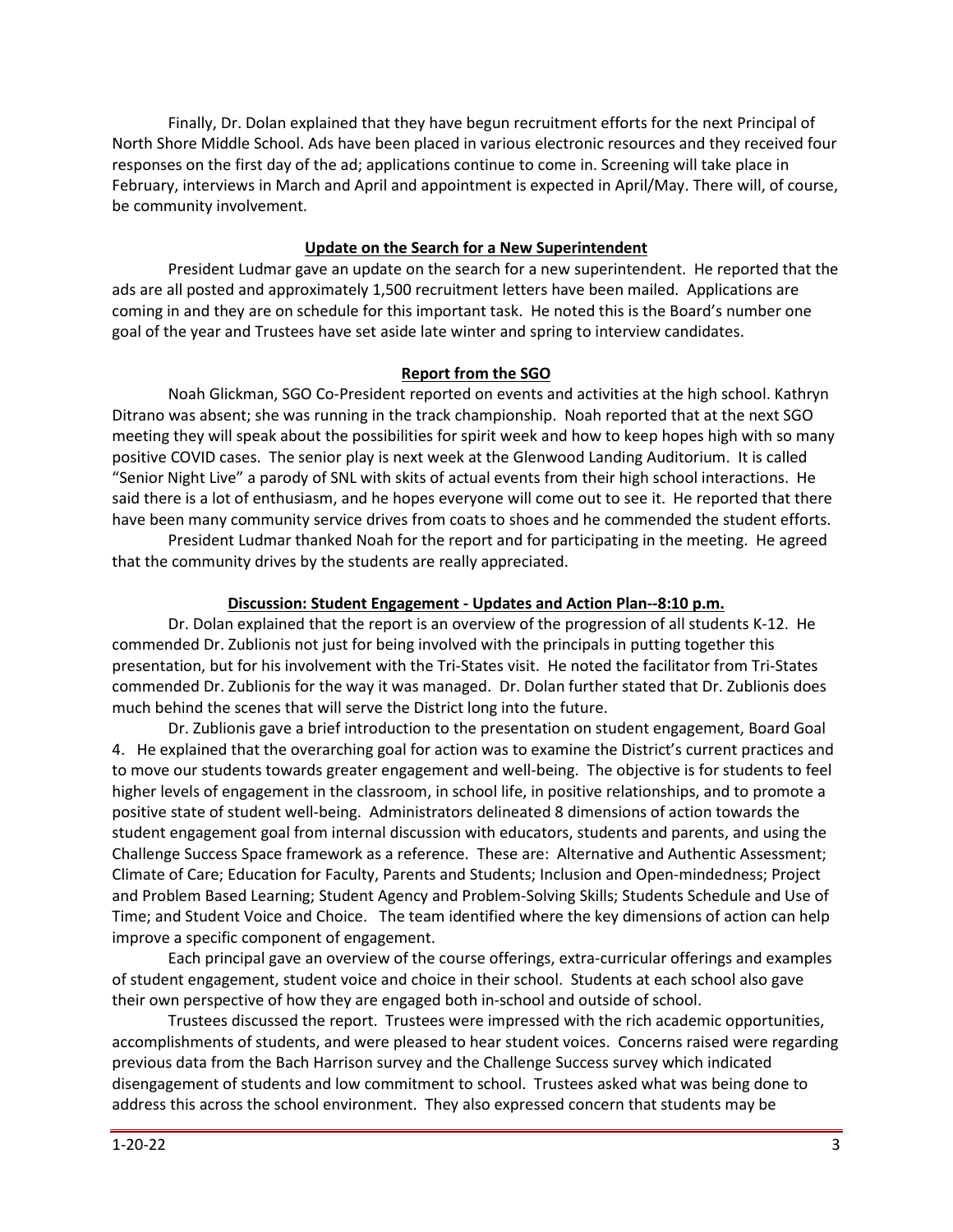Finally, Dr. Dolan explained that they have begun recruitment efforts for the next Principal of North Shore Middle School. Ads have been placed in various electronic resources and they received four responses on the first day of the ad; applications continue to come in. Screening will take place in February, interviews in March and April and appointment is expected in April/May. There will, of course, be community involvement.

**Update on the Search for a New Superintendent**

President Ludmar gave an update on the search for a new superintendent. He reported that the ads are all posted and approximately 1,500 recruitment letters have been mailed. Applications are coming in and they are on schedule for this important task. He noted this is the Board's number one goal of the year and Trustees have set aside late winter and spring to interview candidates.

**Report from the SGO**

Noah Glickman, SGO Co-President reported on events and activities at the high school. Kathryn Ditrano was absent; she was running in the track championship. Noah reported that at the next SGO meeting they will speak about the possibilities for spirit week and how to keep hopes high with so many positive COVID cases. The senior play is next week at the Glenwood Landing Auditorium. It is called "Senior Night Live" a parody of SNL with skits of actual events from their high school interactions. He said there is a lot of enthusiasm, and he hopes everyone will come out to see it. He reported that there have been many community service drives from coats to shoes and he commended the student efforts.

President Ludmar thanked Noah for the report and for participating in the meeting. He agreed that the community drives by the students are really appreciated.

**Discussion: Student Engagement - Updates and Action Plan--8:10 p.m.**

Dr. Dolan explained that the report is an overview of the progression of all students K-12. He commended Dr. Zublionis not just for being involved with the principals in putting together this presentation, but for his involvement with the Tri-States visit. He noted the facilitator from Tri-States commended Dr. Zublionis for the way it was managed. Dr. Dolan further stated that Dr. Zublionis does much behind the scenes that will serve the District long into the future.

Dr. Zublionis gave a brief introduction to the presentation on student engagement, Board Goal 4. He explained that the overarching goal for action was to examine the District's current practices and to move our students towards greater engagement and well-being. The objective is for students to feel higher levels of engagement in the classroom, in school life, in positive relationships, and to promote a positive state of student well-being. Administrators delineated 8 dimensions of action towards the student engagement goal from internal discussion with educators, students and parents, and using the Challenge Success Space framework as a reference. These are: Alternative and Authentic Assessment; Climate of Care; Education for Faculty, Parents and Students; Inclusion and Open-mindedness; Project and Problem Based Learning; Student Agency and Problem-Solving Skills; Students Schedule and Use of Time; and Student Voice and Choice. The team identified where the key dimensions of action can help improve a specific component of engagement.

Each principal gave an overview of the course offerings, extra-curricular offerings and examples of student engagement, student voice and choice in their school. Students at each school also gave their own perspective of how they are engaged both in-school and outside of school.

Trustees discussed the report. Trustees were impressed with the rich academic opportunities, accomplishments of students, and were pleased to hear student voices. Concerns raised were regarding previous data from the Bach Harrison survey and the Challenge Success survey which indicated disengagement of students and low commitment to school. Trustees asked what was being done to address this across the school environment. They also expressed concern that students may be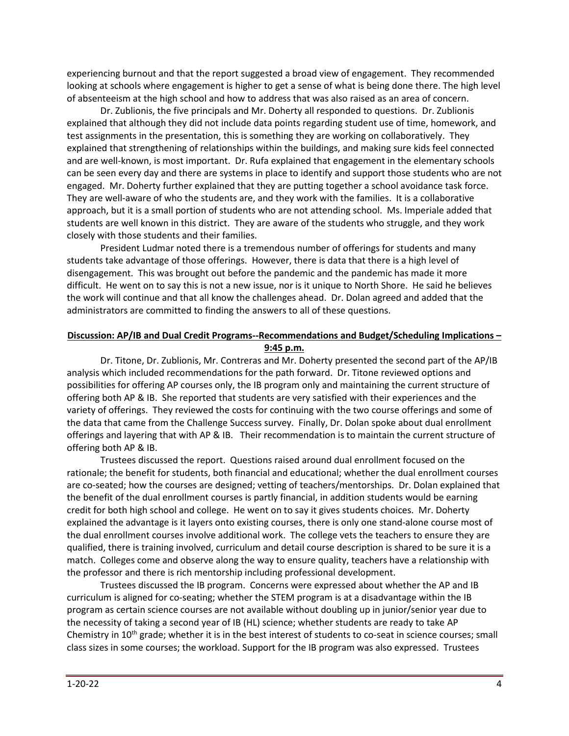experiencing burnout and that the report suggested a broad view of engagement. They recommended looking at schools where engagement is higher to get a sense of what is being done there. The high level of absenteeism at the high school and how to address that was also raised as an area of concern.

Dr. Zublionis, the five principals and Mr. Doherty all responded to questions. Dr. Zublionis explained that although they did not include data points regarding student use of time, homework, and test assignments in the presentation, this is something they are working on collaboratively. They explained that strengthening of relationships within the buildings, and making sure kids feel connected and are well-known, is most important. Dr. Rufa explained that engagement in the elementary schools can be seen every day and there are systems in place to identify and support those students who are not engaged. Mr. Doherty further explained that they are putting together a school avoidance task force. They are well-aware of who the students are, and they work with the families. It is a collaborative approach, but it is a small portion of students who are not attending school. Ms. Imperiale added that students are well known in this district. They are aware of the students who struggle, and they work closely with those students and their families.

President Ludmar noted there is a tremendous number of offerings for students and many students take advantage of those offerings. However, there is data that there is a high level of disengagement. This was brought out before the pandemic and the pandemic has made it more difficult. He went on to say this is not a new issue, nor is it unique to North Shore. He said he believes the work will continue and that all know the challenges ahead. Dr. Dolan agreed and added that the administrators are committed to finding the answers to all of these questions.

**Discussion: AP/IB and Dual Credit Programs--Recommendations and Budget/Scheduling Implications – 9:45 p.m.**

Dr. Titone, Dr. Zublionis, Mr. Contreras and Mr. Doherty presented the second part of the AP/IB analysis which included recommendations for the path forward. Dr. Titone reviewed options and possibilities for offering AP courses only, the IB program only and maintaining the current structure of offering both AP & IB. She reported that students are very satisfied with their experiences and the variety of offerings. They reviewed the costs for continuing with the two course offerings and some of the data that came from the Challenge Success survey. Finally, Dr. Dolan spoke about dual enrollment offerings and layering that with AP & IB. Their recommendation is to maintain the current structure of offering both AP & IB.

Trustees discussed the report. Questions raised around dual enrollment focused on the rationale; the benefit for students, both financial and educational; whether the dual enrollment courses are co-seated; how the courses are designed; vetting of teachers/mentorships. Dr. Dolan explained that the benefit of the dual enrollment courses is partly financial, in addition students would be earning credit for both high school and college. He went on to say it gives students choices. Mr. Doherty explained the advantage is it layers onto existing courses, there is only one stand-alone course most of the dual enrollment courses involve additional work. The college vets the teachers to ensure they are qualified, there is training involved, curriculum and detail course description is shared to be sure it is a match. Colleges come and observe along the way to ensure quality, teachers have a relationship with the professor and there is rich mentorship including professional development.

Trustees discussed the IB program. Concerns were expressed about whether the AP and IB curriculum is aligned for co-seating; whether the STEM program is at a disadvantage within the IB program as certain science courses are not available without doubling up in junior/senior year due to the necessity of taking a second year of IB (HL) science; whether students are ready to take AP Chemistry in 10th grade; whether it is in the best interest of students to co-seat in science courses; small class sizes in some courses; the workload. Support for the IB program was also expressed. Trustees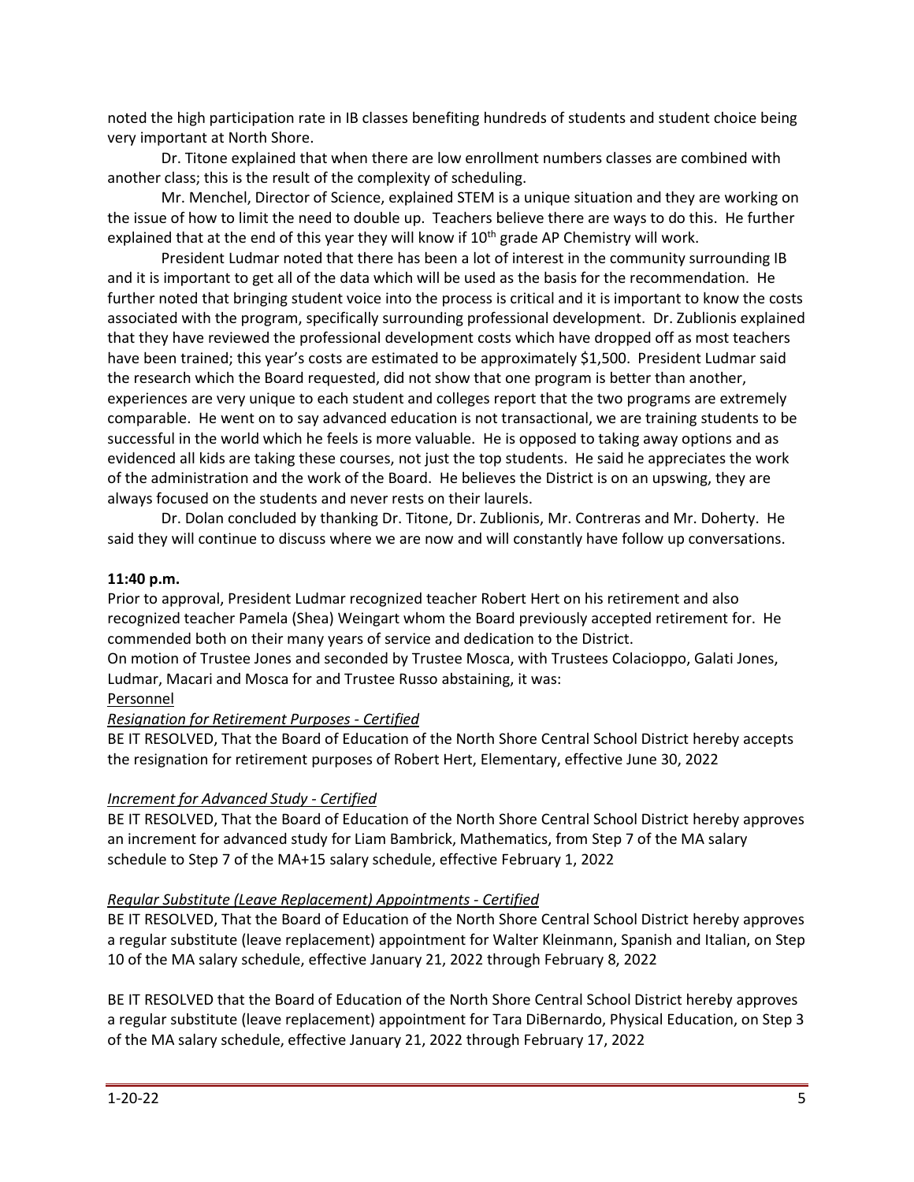noted the high participation rate in IB classes benefiting hundreds of students and student choice being very important at North Shore.

Dr. Titone explained that when there are low enrollment numbers classes are combined with another class; this is the result of the complexity of scheduling.

Mr. Menchel, Director of Science, explained STEM is a unique situation and they are working on the issue of how to limit the need to double up. Teachers believe there are ways to do this. He further explained that at the end of this year they will know if 10th grade AP Chemistry will work.

President Ludmar noted that there has been a lot of interest in the community surrounding IB and it is important to get all of the data which will be used as the basis for the recommendation. He further noted that bringing student voice into the process is critical and it is important to know the costs associated with the program, specifically surrounding professional development. Dr. Zublionis explained that they have reviewed the professional development costs which have dropped off as most teachers have been trained; this year's costs are estimated to be approximately $1,500. President Ludmar said the research which the Board requested, did not show that one program is better than another, experiences are very unique to each student and colleges report that the two programs are extremely comparable. He went on to say advanced education is not transactional, we are training students to be successful in the world which he feels is more valuable. He is opposed to taking away options and as evidenced all kids are taking these courses, not just the top students. He said he appreciates the work of the administration and the work of the Board. He believes the District is on an upswing, they are always focused on the students and never rests on their laurels.

Dr. Dolan concluded by thanking Dr. Titone, Dr. Zublionis, Mr. Contreras and Mr. Doherty. He said they will continue to discuss where we are now and will constantly have follow up conversations.

**11:40 p.m.**

Prior to approval, President Ludmar recognized teacher Robert Hert on his retirement and also recognized teacher Pamela (Shea) Weingart whom the Board previously accepted retirement for. He commended both on their many years of service and dedication to the District.

On motion of Trustee Jones and seconded by Trustee Mosca, with Trustees Colacioppo, Galati Jones, Ludmar, Macari and Mosca for and Trustee Russo abstaining, it was:

Personnel

*Resignation for Retirement Purposes - Certified*

BE IT RESOLVED, That the Board of Education of the North Shore Central School District hereby accepts the resignation for retirement purposes of Robert Hert, Elementary, effective June 30, 2022

*Increment for Advanced Study - Certified*

BE IT RESOLVED, That the Board of Education of the North Shore Central School District hereby approves an increment for advanced study for Liam Bambrick, Mathematics, from Step 7 of the MA salary schedule to Step 7 of the MA+15 salary schedule, effective February 1, 2022

*Regular Substitute (Leave Replacement) Appointments - Certified*

BE IT RESOLVED, That the Board of Education of the North Shore Central School District hereby approves a regular substitute (leave replacement) appointment for Walter Kleinmann, Spanish and Italian, on Step 10 of the MA salary schedule, effective January 21, 2022 through February 8, 2022

BE IT RESOLVED that the Board of Education of the North Shore Central School District hereby approves a regular substitute (leave replacement) appointment for Tara DiBernardo, Physical Education, on Step 3 of the MA salary schedule, effective January 21, 2022 through February 17, 2022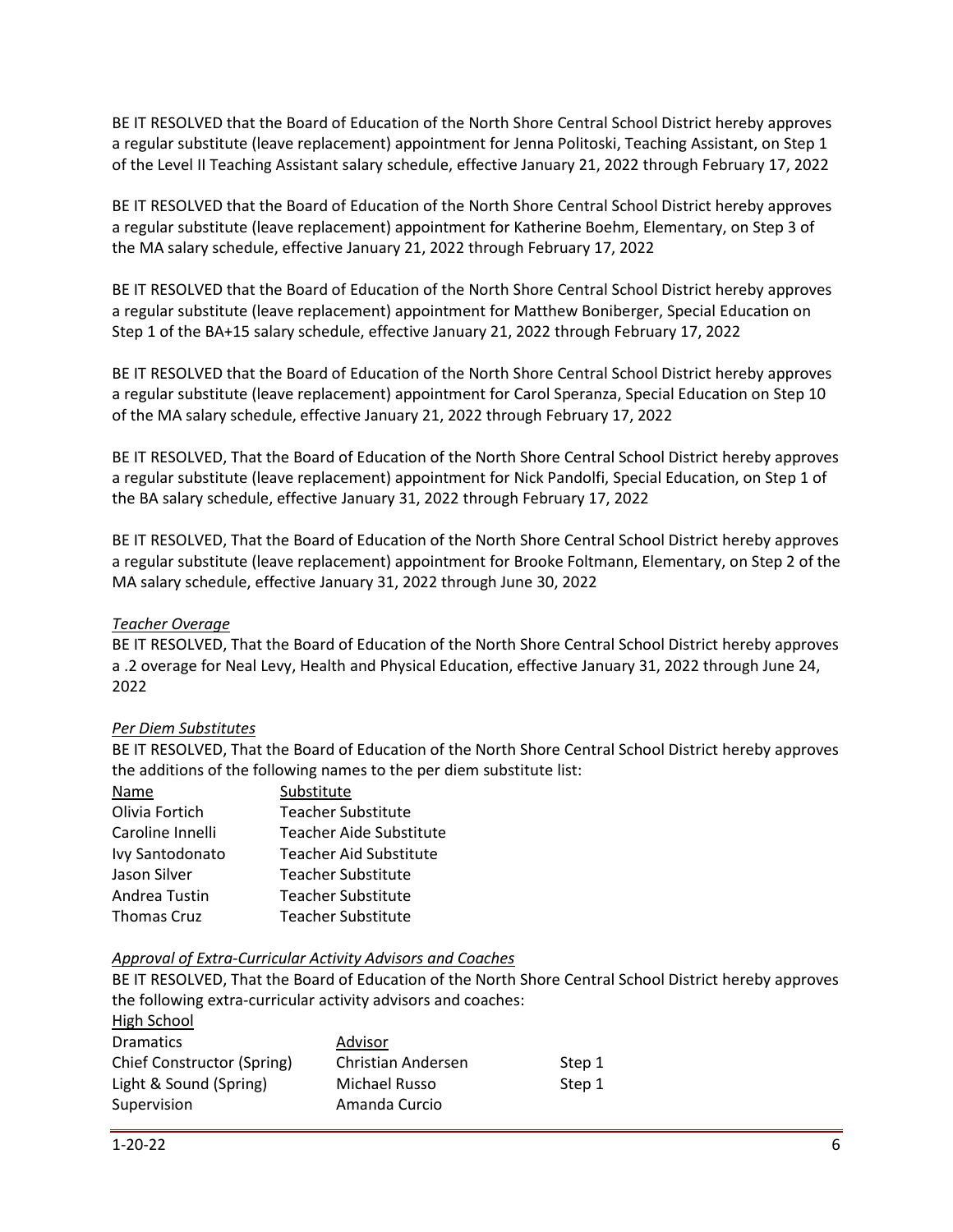BE IT RESOLVED that the Board of Education of the North Shore Central School District hereby approves a regular substitute (leave replacement) appointment for Jenna Politoski, Teaching Assistant, on Step 1 of the Level II Teaching Assistant salary schedule, effective January 21, 2022 through February 17, 2022

BE IT RESOLVED that the Board of Education of the North Shore Central School District hereby approves a regular substitute (leave replacement) appointment for Katherine Boehm, Elementary, on Step 3 of the MA salary schedule, effective January 21, 2022 through February 17, 2022

BE IT RESOLVED that the Board of Education of the North Shore Central School District hereby approves a regular substitute (leave replacement) appointment for Matthew Boniberger, Special Education on Step 1 of the BA+15 salary schedule, effective January 21, 2022 through February 17, 2022

BE IT RESOLVED that the Board of Education of the North Shore Central School District hereby approves a regular substitute (leave replacement) appointment for Carol Speranza, Special Education on Step 10 of the MA salary schedule, effective January 21, 2022 through February 17, 2022

BE IT RESOLVED, That the Board of Education of the North Shore Central School District hereby approves a regular substitute (leave replacement) appointment for Nick Pandolfi, Special Education, on Step 1 of the BA salary schedule, effective January 31, 2022 through February 17, 2022

BE IT RESOLVED, That the Board of Education of the North Shore Central School District hereby approves a regular substitute (leave replacement) appointment for Brooke Foltmann, Elementary, on Step 2 of the MA salary schedule, effective January 31, 2022 through June 30, 2022

*Teacher Overage*

BE IT RESOLVED, That the Board of Education of the North Shore Central School District hereby approves a .2 overage for Neal Levy, Health and Physical Education, effective January 31, 2022 through June 24, 2022

*Per Diem Substitutes*

BE IT RESOLVED, That the Board of Education of the North Shore Central School District hereby approves the additions of the following names to the per diem substitute list:

| Name | Substitute |
|---|---|
| Olivia Fortich | Teacher Substitute |
| Caroline Innelli | Teacher Aide Substitute |
| Ivy Santodonato | Teacher Aid Substitute |
| Jason Silver | Teacher Substitute |
| Andrea Tustin | Teacher Substitute |
| Thomas Cruz | Teacher Substitute |

*Approval of Extra-Curricular Activity Advisors and Coaches*

BE IT RESOLVED, That the Board of Education of the North Shore Central School District hereby approves the following extra-curricular activity advisors and coaches:

High School

| Dramatics | Advisor | |
|---|---|---|
| Chief Constructor (Spring) | Christian Andersen | Step 1 |
| Light & Sound (Spring) | Michael Russo | Step 1 |
| Supervision | Amanda Curcio | |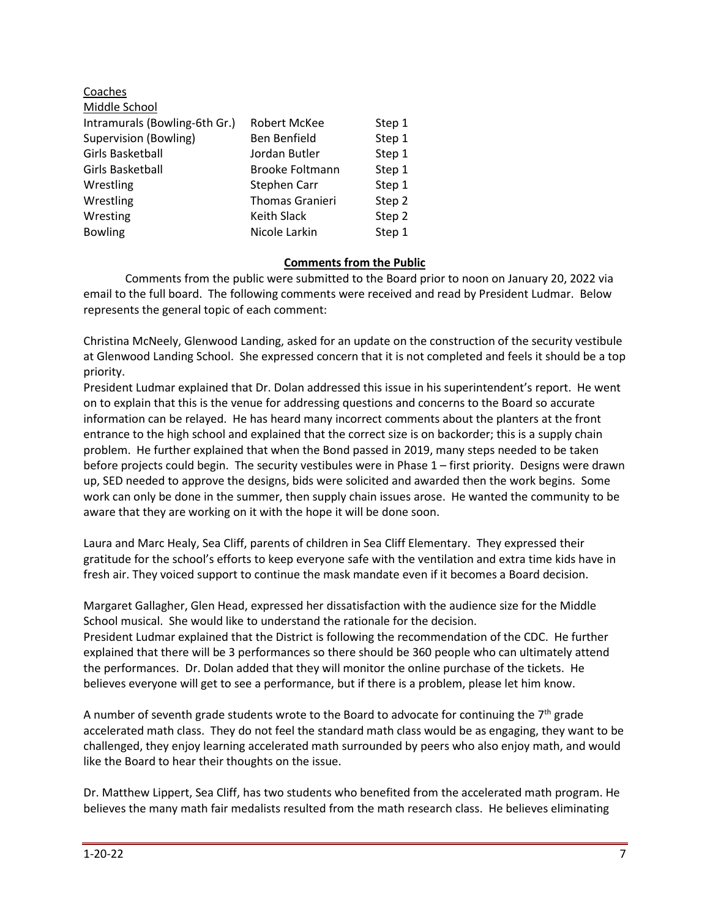Coaches

Middle School

| | | |
|---|---|---|
| Intramurals (Bowling-6th Gr.) | Robert McKee | Step 1 |
| Supervision (Bowling) | Ben Benfield | Step 1 |
| Girls Basketball | Jordan Butler | Step 1 |
| Girls Basketball | Brooke Foltmann | Step 1 |
| Wrestling | Stephen Carr | Step 1 |
| Wrestling | Thomas Granieri | Step 2 |
| Wresting | Keith Slack | Step 2 |
| Bowling | Nicole Larkin | Step 1 |

**Comments from the Public**

Comments from the public were submitted to the Board prior to noon on January 20, 2022 via email to the full board. The following comments were received and read by President Ludmar. Below represents the general topic of each comment:

Christina McNeely, Glenwood Landing, asked for an update on the construction of the security vestibule at Glenwood Landing School. She expressed concern that it is not completed and feels it should be a top priority.
President Ludmar explained that Dr. Dolan addressed this issue in his superintendent's report. He went on to explain that this is the venue for addressing questions and concerns to the Board so accurate information can be relayed. He has heard many incorrect comments about the planters at the front entrance to the high school and explained that the correct size is on backorder; this is a supply chain problem. He further explained that when the Bond passed in 2019, many steps needed to be taken before projects could begin. The security vestibules were in Phase 1 – first priority. Designs were drawn up, SED needed to approve the designs, bids were solicited and awarded then the work begins. Some work can only be done in the summer, then supply chain issues arose. He wanted the community to be aware that they are working on it with the hope it will be done soon.

Laura and Marc Healy, Sea Cliff, parents of children in Sea Cliff Elementary. They expressed their gratitude for the school's efforts to keep everyone safe with the ventilation and extra time kids have in fresh air. They voiced support to continue the mask mandate even if it becomes a Board decision.

Margaret Gallagher, Glen Head, expressed her dissatisfaction with the audience size for the Middle School musical. She would like to understand the rationale for the decision.
President Ludmar explained that the District is following the recommendation of the CDC. He further explained that there will be 3 performances so there should be 360 people who can ultimately attend the performances. Dr. Dolan added that they will monitor the online purchase of the tickets. He believes everyone will get to see a performance, but if there is a problem, please let him know.

A number of seventh grade students wrote to the Board to advocate for continuing the 7th grade accelerated math class. They do not feel the standard math class would be as engaging, they want to be challenged, they enjoy learning accelerated math surrounded by peers who also enjoy math, and would like the Board to hear their thoughts on the issue.

Dr. Matthew Lippert, Sea Cliff, has two students who benefited from the accelerated math program. He believes the many math fair medalists resulted from the math research class. He believes eliminating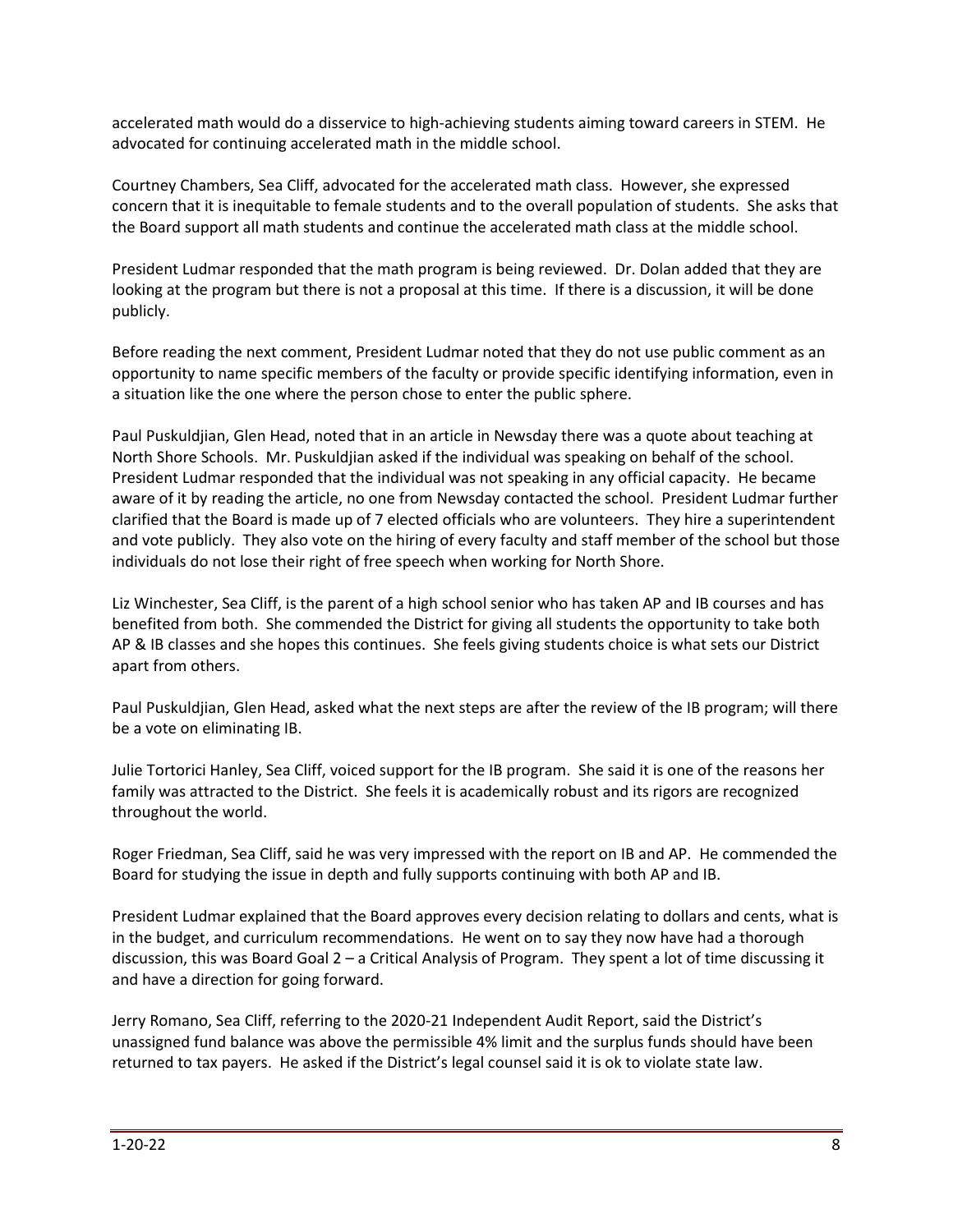accelerated math would do a disservice to high-achieving students aiming toward careers in STEM. He advocated for continuing accelerated math in the middle school.

Courtney Chambers, Sea Cliff, advocated for the accelerated math class. However, she expressed concern that it is inequitable to female students and to the overall population of students. She asks that the Board support all math students and continue the accelerated math class at the middle school.

President Ludmar responded that the math program is being reviewed. Dr. Dolan added that they are looking at the program but there is not a proposal at this time. If there is a discussion, it will be done publicly.

Before reading the next comment, President Ludmar noted that they do not use public comment as an opportunity to name specific members of the faculty or provide specific identifying information, even in a situation like the one where the person chose to enter the public sphere.

Paul Puskuldjian, Glen Head, noted that in an article in Newsday there was a quote about teaching at North Shore Schools. Mr. Puskuldjian asked if the individual was speaking on behalf of the school. President Ludmar responded that the individual was not speaking in any official capacity. He became aware of it by reading the article, no one from Newsday contacted the school. President Ludmar further clarified that the Board is made up of 7 elected officials who are volunteers. They hire a superintendent and vote publicly. They also vote on the hiring of every faculty and staff member of the school but those individuals do not lose their right of free speech when working for North Shore.

Liz Winchester, Sea Cliff, is the parent of a high school senior who has taken AP and IB courses and has benefited from both. She commended the District for giving all students the opportunity to take both AP & IB classes and she hopes this continues. She feels giving students choice is what sets our District apart from others.

Paul Puskuldjian, Glen Head, asked what the next steps are after the review of the IB program; will there be a vote on eliminating IB.

Julie Tortorici Hanley, Sea Cliff, voiced support for the IB program. She said it is one of the reasons her family was attracted to the District. She feels it is academically robust and its rigors are recognized throughout the world.

Roger Friedman, Sea Cliff, said he was very impressed with the report on IB and AP. He commended the Board for studying the issue in depth and fully supports continuing with both AP and IB.

President Ludmar explained that the Board approves every decision relating to dollars and cents, what is in the budget, and curriculum recommendations. He went on to say they now have had a thorough discussion, this was Board Goal 2 – a Critical Analysis of Program. They spent a lot of time discussing it and have a direction for going forward.

Jerry Romano, Sea Cliff, referring to the 2020-21 Independent Audit Report, said the District's unassigned fund balance was above the permissible 4% limit and the surplus funds should have been returned to tax payers. He asked if the District's legal counsel said it is ok to violate state law.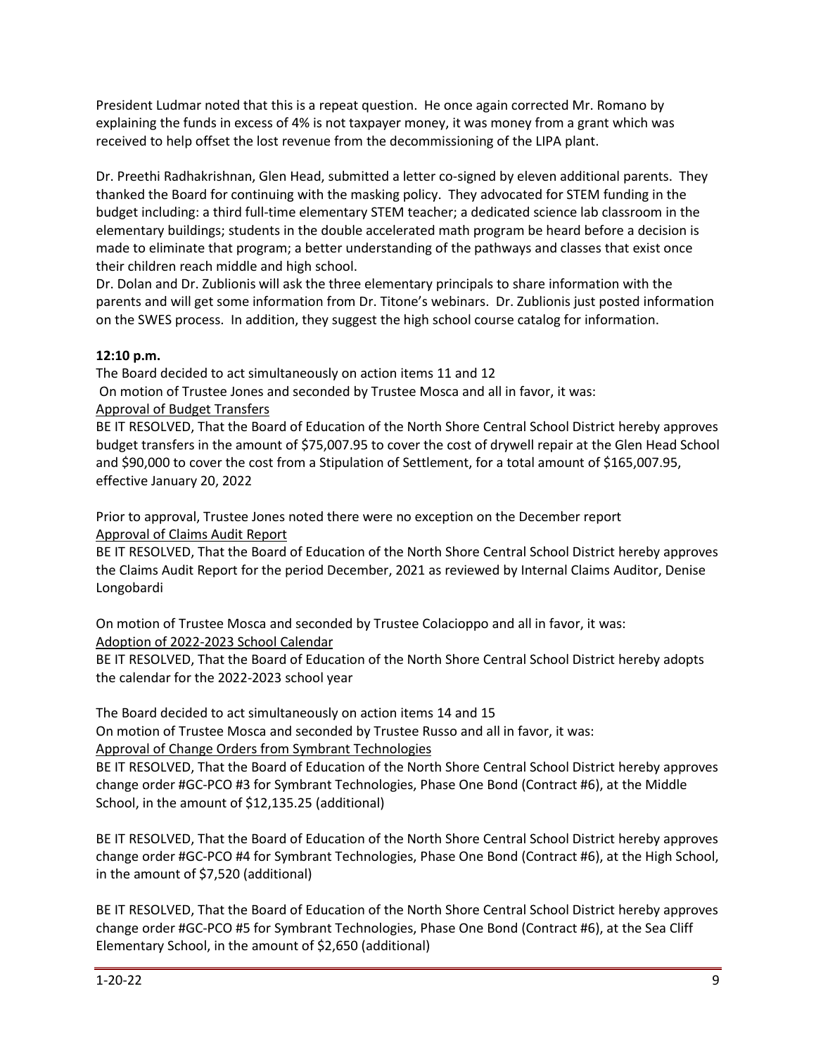President Ludmar noted that this is a repeat question. He once again corrected Mr. Romano by explaining the funds in excess of 4% is not taxpayer money, it was money from a grant which was received to help offset the lost revenue from the decommissioning of the LIPA plant.

Dr. Preethi Radhakrishnan, Glen Head, submitted a letter co-signed by eleven additional parents. They thanked the Board for continuing with the masking policy. They advocated for STEM funding in the budget including: a third full-time elementary STEM teacher; a dedicated science lab classroom in the elementary buildings; students in the double accelerated math program be heard before a decision is made to eliminate that program; a better understanding of the pathways and classes that exist once their children reach middle and high school.

Dr. Dolan and Dr. Zublionis will ask the three elementary principals to share information with the parents and will get some information from Dr. Titone's webinars. Dr. Zublionis just posted information on the SWES process. In addition, they suggest the high school course catalog for information.

**12:10 p.m.**

The Board decided to act simultaneously on action items 11 and 12

On motion of Trustee Jones and seconded by Trustee Mosca and all in favor, it was:

<u>Approval of Budget Transfers</u>

BE IT RESOLVED, That the Board of Education of the North Shore Central School District hereby approves budget transfers in the amount of $75,007.95 to cover the cost of drywell repair at the Glen Head School and $90,000 to cover the cost from a Stipulation of Settlement, for a total amount of $165,007.95, effective January 20, 2022

Prior to approval, Trustee Jones noted there were no exception on the December report

<u>Approval of Claims Audit Report</u>

BE IT RESOLVED, That the Board of Education of the North Shore Central School District hereby approves the Claims Audit Report for the period December, 2021 as reviewed by Internal Claims Auditor, Denise Longobardi

On motion of Trustee Mosca and seconded by Trustee Colacioppo and all in favor, it was:

<u>Adoption of 2022-2023 School Calendar</u>

BE IT RESOLVED, That the Board of Education of the North Shore Central School District hereby adopts the calendar for the 2022-2023 school year

The Board decided to act simultaneously on action items 14 and 15

On motion of Trustee Mosca and seconded by Trustee Russo and all in favor, it was:

<u>Approval of Change Orders from Symbrant Technologies</u>

BE IT RESOLVED, That the Board of Education of the North Shore Central School District hereby approves change order #GC-PCO #3 for Symbrant Technologies, Phase One Bond (Contract #6), at the Middle School, in the amount of $12,135.25 (additional)

BE IT RESOLVED, That the Board of Education of the North Shore Central School District hereby approves change order #GC-PCO #4 for Symbrant Technologies, Phase One Bond (Contract #6), at the High School, in the amount of $7,520 (additional)

BE IT RESOLVED, That the Board of Education of the North Shore Central School District hereby approves change order #GC-PCO #5 for Symbrant Technologies, Phase One Bond (Contract #6), at the Sea Cliff Elementary School, in the amount of $2,650 (additional)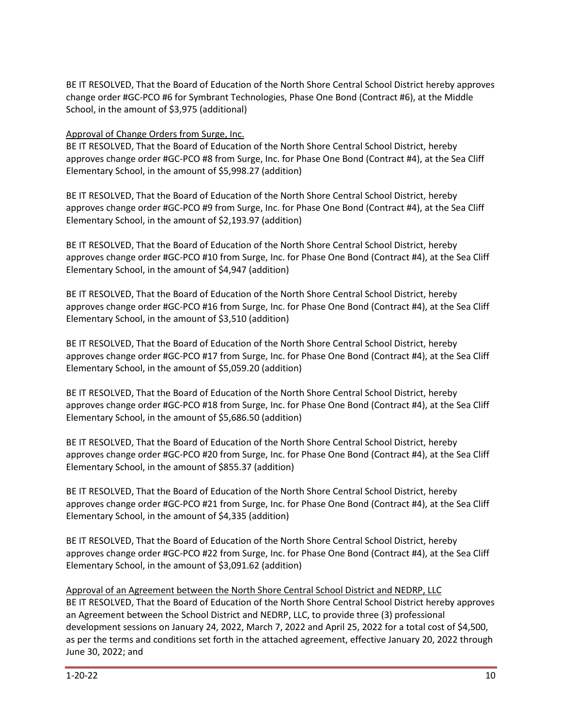BE IT RESOLVED, That the Board of Education of the North Shore Central School District hereby approves change order #GC-PCO #6 for Symbrant Technologies, Phase One Bond (Contract #6), at the Middle School, in the amount of $3,975 (additional)

<u>Approval of Change Orders from Surge, Inc.</u>

BE IT RESOLVED, That the Board of Education of the North Shore Central School District, hereby approves change order #GC-PCO #8 from Surge, Inc. for Phase One Bond (Contract #4), at the Sea Cliff Elementary School, in the amount of $5,998.27 (addition)

BE IT RESOLVED, That the Board of Education of the North Shore Central School District, hereby approves change order #GC-PCO #9 from Surge, Inc. for Phase One Bond (Contract #4), at the Sea Cliff Elementary School, in the amount of $2,193.97 (addition)

BE IT RESOLVED, That the Board of Education of the North Shore Central School District, hereby approves change order #GC-PCO #10 from Surge, Inc. for Phase One Bond (Contract #4), at the Sea Cliff Elementary School, in the amount of $4,947 (addition)

BE IT RESOLVED, That the Board of Education of the North Shore Central School District, hereby approves change order #GC-PCO #16 from Surge, Inc. for Phase One Bond (Contract #4), at the Sea Cliff Elementary School, in the amount of $3,510 (addition)

BE IT RESOLVED, That the Board of Education of the North Shore Central School District, hereby approves change order #GC-PCO #17 from Surge, Inc. for Phase One Bond (Contract #4), at the Sea Cliff Elementary School, in the amount of $5,059.20 (addition)

BE IT RESOLVED, That the Board of Education of the North Shore Central School District, hereby approves change order #GC-PCO #18 from Surge, Inc. for Phase One Bond (Contract #4), at the Sea Cliff Elementary School, in the amount of $5,686.50 (addition)

BE IT RESOLVED, That the Board of Education of the North Shore Central School District, hereby approves change order #GC-PCO #20 from Surge, Inc. for Phase One Bond (Contract #4), at the Sea Cliff Elementary School, in the amount of $855.37 (addition)

BE IT RESOLVED, That the Board of Education of the North Shore Central School District, hereby approves change order #GC-PCO #21 from Surge, Inc. for Phase One Bond (Contract #4), at the Sea Cliff Elementary School, in the amount of $4,335 (addition)

BE IT RESOLVED, That the Board of Education of the North Shore Central School District, hereby approves change order #GC-PCO #22 from Surge, Inc. for Phase One Bond (Contract #4), at the Sea Cliff Elementary School, in the amount of $3,091.62 (addition)

<u>Approval of an Agreement between the North Shore Central School District and NEDRP, LLC</u>

BE IT RESOLVED, That the Board of Education of the North Shore Central School District hereby approves an Agreement between the School District and NEDRP, LLC, to provide three (3) professional development sessions on January 24, 2022, March 7, 2022 and April 25, 2022 for a total cost of $4,500, as per the terms and conditions set forth in the attached agreement, effective January 20, 2022 through June 30, 2022; and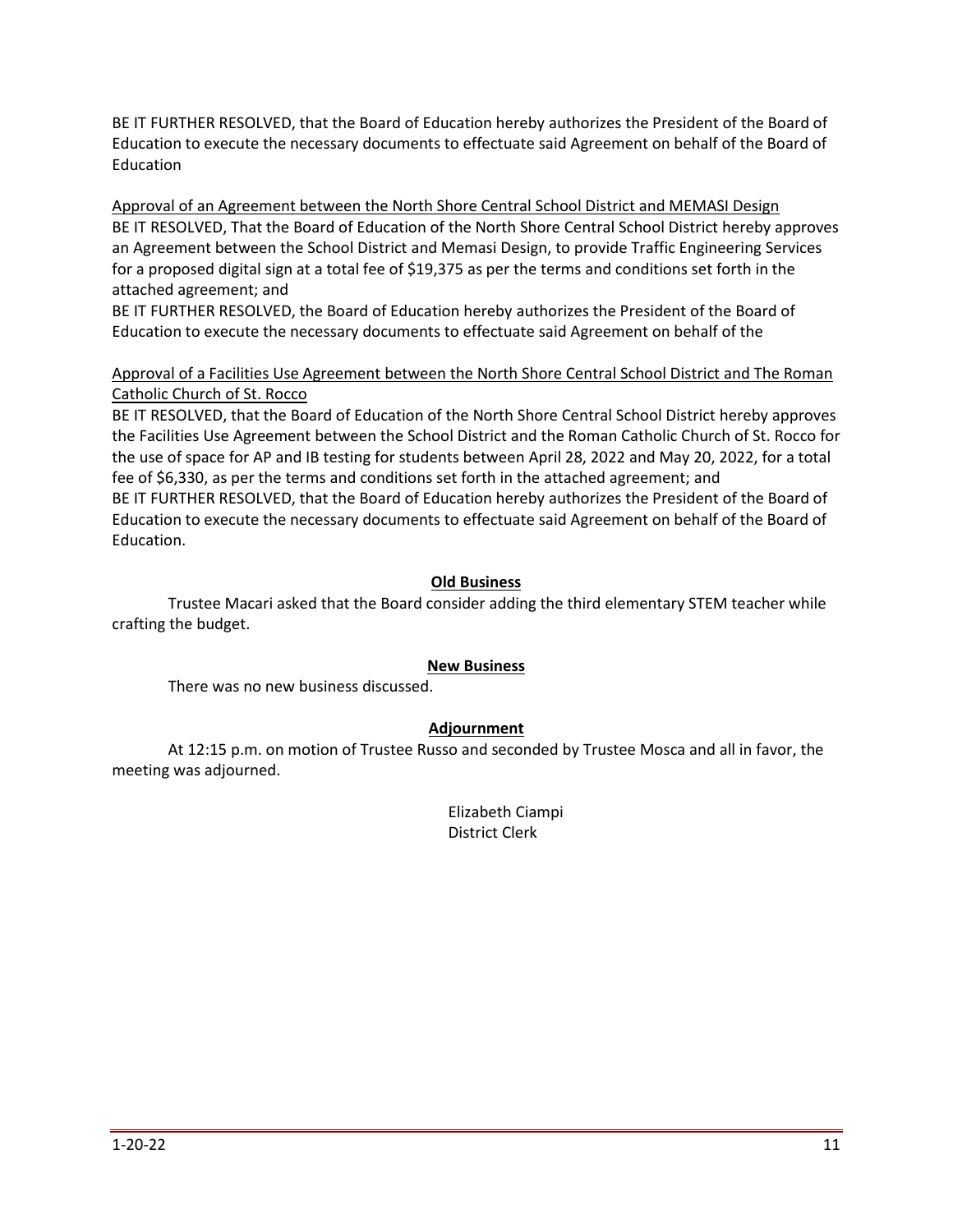BE IT FURTHER RESOLVED, that the Board of Education hereby authorizes the President of the Board of Education to execute the necessary documents to effectuate said Agreement on behalf of the Board of Education

Approval of an Agreement between the North Shore Central School District and MEMASI Design

BE IT RESOLVED, That the Board of Education of the North Shore Central School District hereby approves an Agreement between the School District and Memasi Design, to provide Traffic Engineering Services for a proposed digital sign at a total fee of $19,375 as per the terms and conditions set forth in the attached agreement; and

BE IT FURTHER RESOLVED, the Board of Education hereby authorizes the President of the Board of Education to execute the necessary documents to effectuate said Agreement on behalf of the

Approval of a Facilities Use Agreement between the North Shore Central School District and The Roman Catholic Church of St. Rocco

BE IT RESOLVED, that the Board of Education of the North Shore Central School District hereby approves the Facilities Use Agreement between the School District and the Roman Catholic Church of St. Rocco for the use of space for AP and IB testing for students between April 28, 2022 and May 20, 2022, for a total fee of $6,330, as per the terms and conditions set forth in the attached agreement; and

BE IT FURTHER RESOLVED, that the Board of Education hereby authorizes the President of the Board of Education to execute the necessary documents to effectuate said Agreement on behalf of the Board of Education.

**Old Business**

Trustee Macari asked that the Board consider adding the third elementary STEM teacher while crafting the budget.

**New Business**

There was no new business discussed.

**Adjournment**

At 12:15 p.m. on motion of Trustee Russo and seconded by Trustee Mosca and all in favor, the meeting was adjourned.

Elizabeth Ciampi
District Clerk